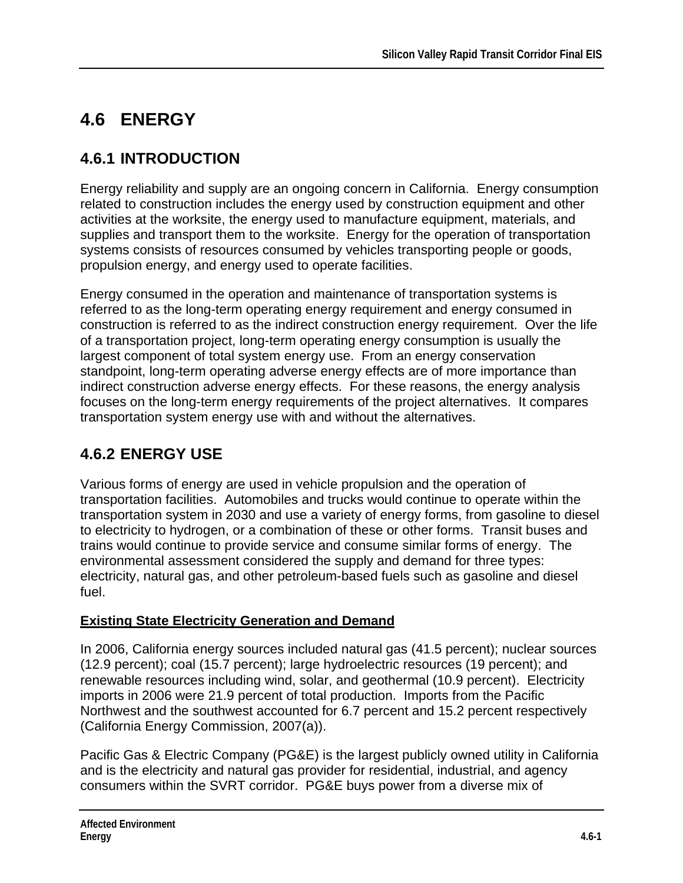# 4.6 ENERGY

## 4.6.1 INTRODUCTION

Energy reliability and supply are an ongoing concern in California. Energy consumption related to construction includes the energy used by construction equipment and other activities at the worksite, the energy used to manufacture equipment, materials, and supplies and transport them to the worksite. Energy for the operation of transportation systems consists of resources consumed by vehicles transporting people or goods, propulsion energy, and energy used to operate facilities.

Energy consumed in the operation and maintenance of transportation systems is referred to as the long-term operating energy requirement and energy consumed in construction is referred to as the indirect construction energy requirement. Over the life of a transportation project, long-term operating energy consumption is usually the largest component of total system energy use. From an energy conservation standpoint, long-term operating adverse energy effects are of more importance than indirect construction adverse energy effects. For these reasons, the energy analysis focuses on the long-term energy requirements of the project alternatives. It compares transportation system energy use with and without the alternatives.

## 4.6.2 ENERGY USE

Various forms of energy are used in vehicle propulsion and the operation of transportation facilities. Automobiles and trucks would continue to operate within the transportation system in 2030 and use a variety of energy forms, from gasoline to diesel to electricity to hydrogen, or a combination of these or other forms. Transit buses and trains would continue to provide service and consume similar forms of energy. The environmental assessment considered the supply and demand for three types: electricity, natural gas, and other petroleum-based fuels such as gasoline and diesel fuel.

**Existing State Electricity Generation and Demand**

In 2006, California energy sources included natural gas (41.5 percent); nuclear sources (12.9 percent); coal (15.7 percent); large hydroelectric resources (19 percent); and renewable resources including wind, solar, and geothermal (10.9 percent). Electricity imports in 2006 were 21.9 percent of total production. Imports from the Pacific Northwest and the southwest accounted for 6.7 percent and 15.2 percent respectively (California Energy Commission, 2007(a)).

Pacific Gas & Electric Company (PG&E) is the largest publicly owned utility in California and is the electricity and natural gas provider for residential, industrial, and agency consumers within the SVRT corridor. PG&E buys power from a diverse mix of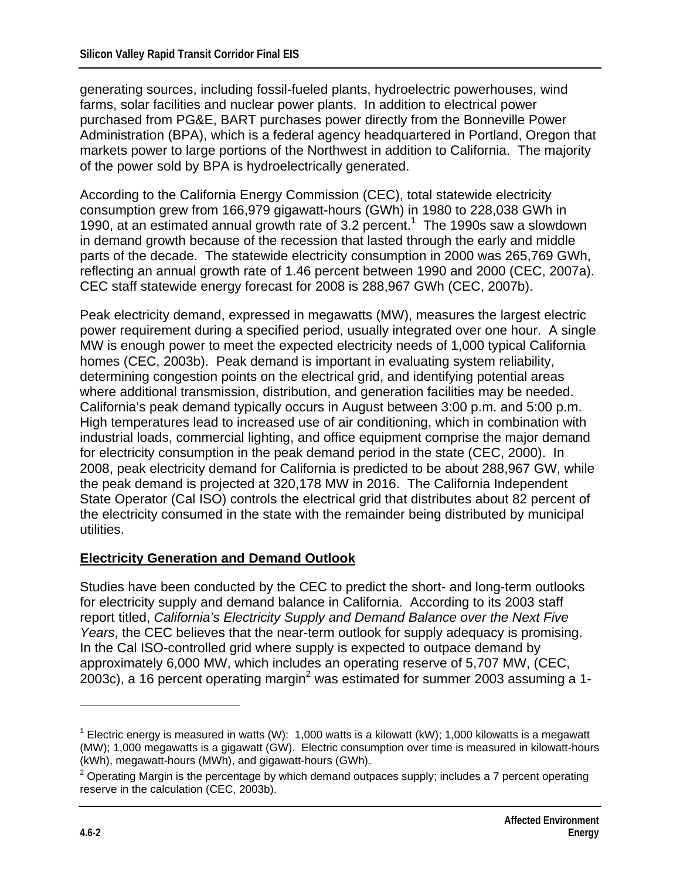generating sources, including fossil-fueled plants, hydroelectric powerhouses, wind farms, solar facilities and nuclear power plants. In addition to electrical power purchased from PG&E, BART purchases power directly from the Bonneville Power Administration (BPA), which is a federal agency headquartered in Portland, Oregon that markets power to large portions of the Northwest in addition to California. The majority of the power sold by BPA is hydroelectrically generated.

According to the California Energy Commission (CEC), total statewide electricity consumption grew from 166,979 gigawatt-hours (GWh) in 1980 to 228,038 GWh in 1990, at an estimated annual growth rate of 3.2 percent.[1] The 1990s saw a slowdown in demand growth because of the recession that lasted through the early and middle parts of the decade. The statewide electricity consumption in 2000 was 265,769 GWh, reflecting an annual growth rate of 1.46 percent between 1990 and 2000 (CEC, 2007a). CEC staff statewide energy forecast for 2008 is 288,967 GWh (CEC, 2007b).

Peak electricity demand, expressed in megawatts (MW), measures the largest electric power requirement during a specified period, usually integrated over one hour. A single MW is enough power to meet the expected electricity needs of 1,000 typical California homes (CEC, 2003b). Peak demand is important in evaluating system reliability, determining congestion points on the electrical grid, and identifying potential areas where additional transmission, distribution, and generation facilities may be needed. California's peak demand typically occurs in August between 3:00 p.m. and 5:00 p.m. High temperatures lead to increased use of air conditioning, which in combination with industrial loads, commercial lighting, and office equipment comprise the major demand for electricity consumption in the peak demand period in the state (CEC, 2000). In 2008, peak electricity demand for California is predicted to be about 288,967 GW, while the peak demand is projected at 320,178 MW in 2016. The California Independent State Operator (Cal ISO) controls the electrical grid that distributes about 82 percent of the electricity consumed in the state with the remainder being distributed by municipal utilities.

## Electricity Generation and Demand Outlook

Studies have been conducted by the CEC to predict the short- and long-term outlooks for electricity supply and demand balance in California. According to its 2003 staff report titled, *California's Electricity Supply and Demand Balance over the Next Five Years*, the CEC believes that the near-term outlook for supply adequacy is promising. In the Cal ISO-controlled grid where supply is expected to outpace demand by approximately 6,000 MW, which includes an operating reserve of 5,707 MW, (CEC, 2003c), a 16 percent operating margin[2] was estimated for summer 2003 assuming a 1-

---

[1] Electric energy is measured in watts (W): 1,000 watts is a kilowatt (kW); 1,000 kilowatts is a megawatt (MW); 1,000 megawatts is a gigawatt (GW). Electric consumption over time is measured in kilowatt-hours (kWh), megawatt-hours (MWh), and gigawatt-hours (GWh).

[2] Operating Margin is the percentage by which demand outpaces supply; includes a 7 percent operating reserve in the calculation (CEC, 2003b).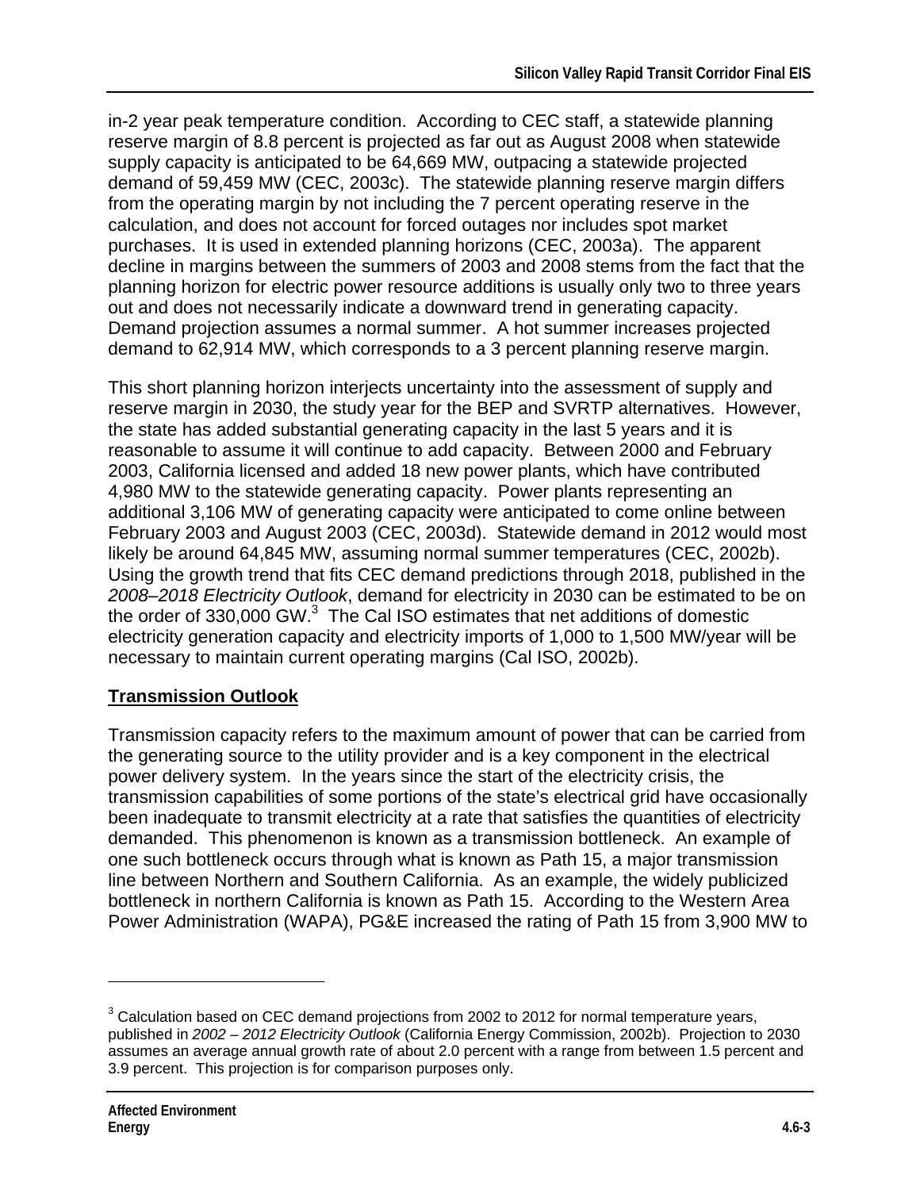in-2 year peak temperature condition. According to CEC staff, a statewide planning reserve margin of 8.8 percent is projected as far out as August 2008 when statewide supply capacity is anticipated to be 64,669 MW, outpacing a statewide projected demand of 59,459 MW (CEC, 2003c). The statewide planning reserve margin differs from the operating margin by not including the 7 percent operating reserve in the calculation, and does not account for forced outages nor includes spot market purchases. It is used in extended planning horizons (CEC, 2003a). The apparent decline in margins between the summers of 2003 and 2008 stems from the fact that the planning horizon for electric power resource additions is usually only two to three years out and does not necessarily indicate a downward trend in generating capacity. Demand projection assumes a normal summer. A hot summer increases projected demand to 62,914 MW, which corresponds to a 3 percent planning reserve margin.

This short planning horizon interjects uncertainty into the assessment of supply and reserve margin in 2030, the study year for the BEP and SVRTP alternatives. However, the state has added substantial generating capacity in the last 5 years and it is reasonable to assume it will continue to add capacity. Between 2000 and February 2003, California licensed and added 18 new power plants, which have contributed 4,980 MW to the statewide generating capacity. Power plants representing an additional 3,106 MW of generating capacity were anticipated to come online between February 2003 and August 2003 (CEC, 2003d). Statewide demand in 2012 would most likely be around 64,845 MW, assuming normal summer temperatures (CEC, 2002b). Using the growth trend that fits CEC demand predictions through 2018, published in the *2008–2018 Electricity Outlook*, demand for electricity in 2030 can be estimated to be on the order of 330,000 GW.[3] The Cal ISO estimates that net additions of domestic electricity generation capacity and electricity imports of 1,000 to 1,500 MW/year will be necessary to maintain current operating margins (Cal ISO, 2002b).

## Transmission Outlook

Transmission capacity refers to the maximum amount of power that can be carried from the generating source to the utility provider and is a key component in the electrical power delivery system. In the years since the start of the electricity crisis, the transmission capabilities of some portions of the state's electrical grid have occasionally been inadequate to transmit electricity at a rate that satisfies the quantities of electricity demanded. This phenomenon is known as a transmission bottleneck. An example of one such bottleneck occurs through what is known as Path 15, a major transmission line between Northern and Southern California. As an example, the widely publicized bottleneck in northern California is known as Path 15. According to the Western Area Power Administration (WAPA), PG&E increased the rating of Path 15 from 3,900 MW to

---

[3] Calculation based on CEC demand projections from 2002 to 2012 for normal temperature years, published in *2002 – 2012 Electricity Outlook* (California Energy Commission, 2002b). Projection to 2030 assumes an average annual growth rate of about 2.0 percent with a range from between 1.5 percent and 3.9 percent. This projection is for comparison purposes only.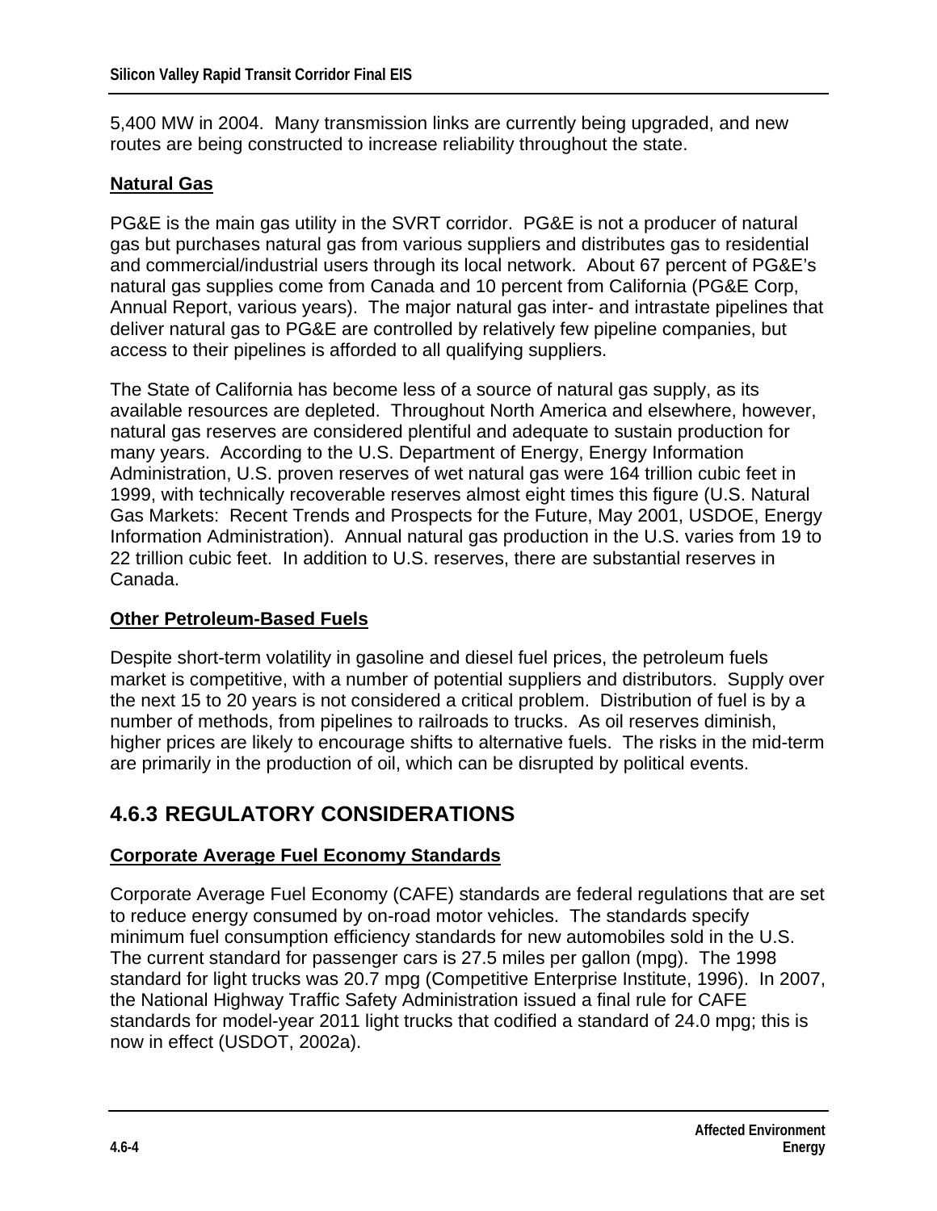5,400 MW in 2004. Many transmission links are currently being upgraded, and new routes are being constructed to increase reliability throughout the state.

**Natural Gas**

PG&E is the main gas utility in the SVRT corridor. PG&E is not a producer of natural gas but purchases natural gas from various suppliers and distributes gas to residential and commercial/industrial users through its local network. About 67 percent of PG&E's natural gas supplies come from Canada and 10 percent from California (PG&E Corp, Annual Report, various years). The major natural gas inter- and intrastate pipelines that deliver natural gas to PG&E are controlled by relatively few pipeline companies, but access to their pipelines is afforded to all qualifying suppliers.

The State of California has become less of a source of natural gas supply, as its available resources are depleted. Throughout North America and elsewhere, however, natural gas reserves are considered plentiful and adequate to sustain production for many years. According to the U.S. Department of Energy, Energy Information Administration, U.S. proven reserves of wet natural gas were 164 trillion cubic feet in 1999, with technically recoverable reserves almost eight times this figure (U.S. Natural Gas Markets: Recent Trends and Prospects for the Future, May 2001, USDOE, Energy Information Administration). Annual natural gas production in the U.S. varies from 19 to 22 trillion cubic feet. In addition to U.S. reserves, there are substantial reserves in Canada.

**Other Petroleum-Based Fuels**

Despite short-term volatility in gasoline and diesel fuel prices, the petroleum fuels market is competitive, with a number of potential suppliers and distributors. Supply over the next 15 to 20 years is not considered a critical problem. Distribution of fuel is by a number of methods, from pipelines to railroads to trucks. As oil reserves diminish, higher prices are likely to encourage shifts to alternative fuels. The risks in the mid-term are primarily in the production of oil, which can be disrupted by political events.

## 4.6.3 REGULATORY CONSIDERATIONS

**Corporate Average Fuel Economy Standards**

Corporate Average Fuel Economy (CAFE) standards are federal regulations that are set to reduce energy consumed by on-road motor vehicles. The standards specify minimum fuel consumption efficiency standards for new automobiles sold in the U.S. The current standard for passenger cars is 27.5 miles per gallon (mpg). The 1998 standard for light trucks was 20.7 mpg (Competitive Enterprise Institute, 1996). In 2007, the National Highway Traffic Safety Administration issued a final rule for CAFE standards for model-year 2011 light trucks that codified a standard of 24.0 mpg; this is now in effect (USDOT, 2002a).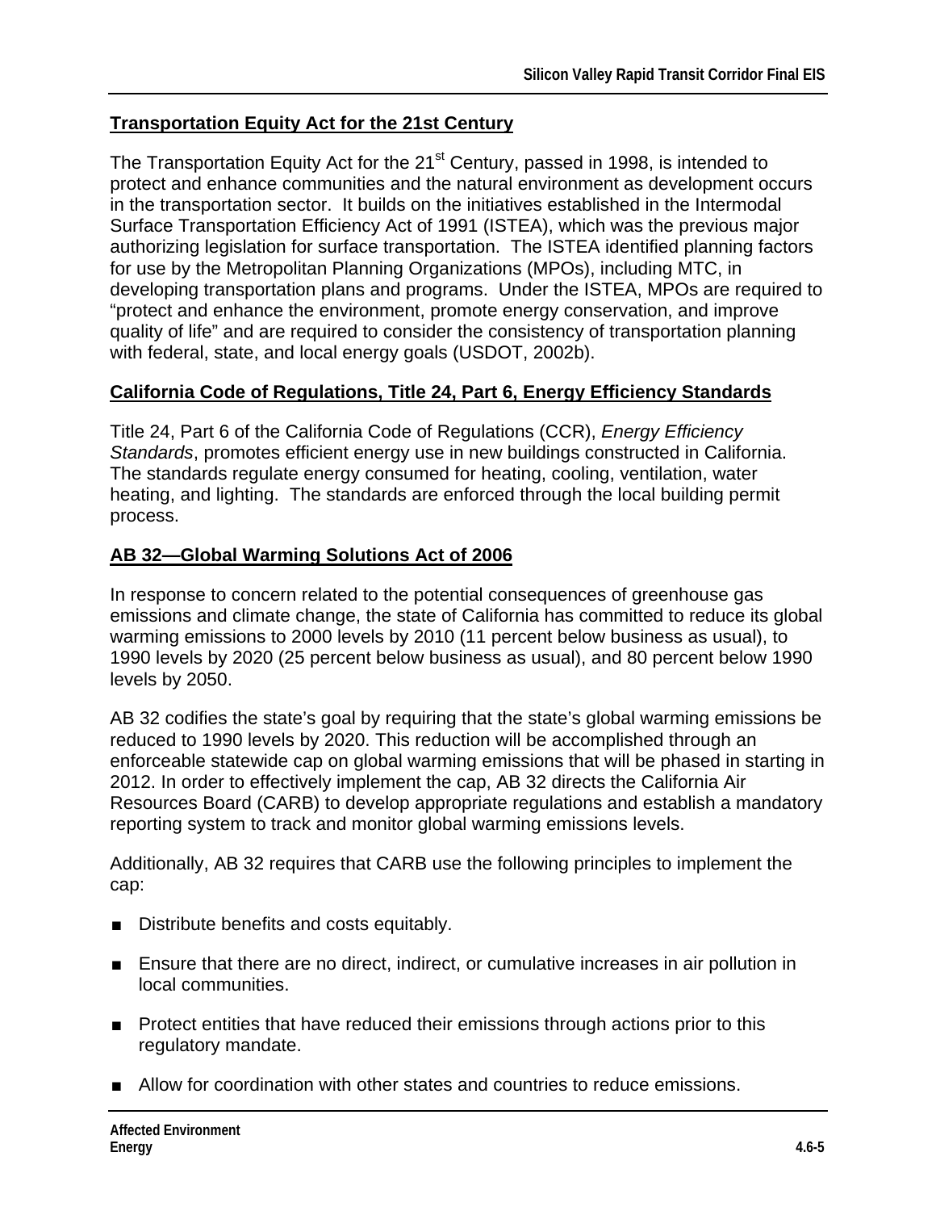## Transportation Equity Act for the 21st Century

The Transportation Equity Act for the 21st Century, passed in 1998, is intended to protect and enhance communities and the natural environment as development occurs in the transportation sector. It builds on the initiatives established in the Intermodal Surface Transportation Efficiency Act of 1991 (ISTEA), which was the previous major authorizing legislation for surface transportation. The ISTEA identified planning factors for use by the Metropolitan Planning Organizations (MPOs), including MTC, in developing transportation plans and programs. Under the ISTEA, MPOs are required to "protect and enhance the environment, promote energy conservation, and improve quality of life" and are required to consider the consistency of transportation planning with federal, state, and local energy goals (USDOT, 2002b).

## California Code of Regulations, Title 24, Part 6, Energy Efficiency Standards

Title 24, Part 6 of the California Code of Regulations (CCR), *Energy Efficiency Standards*, promotes efficient energy use in new buildings constructed in California. The standards regulate energy consumed for heating, cooling, ventilation, water heating, and lighting. The standards are enforced through the local building permit process.

## AB 32—Global Warming Solutions Act of 2006

In response to concern related to the potential consequences of greenhouse gas emissions and climate change, the state of California has committed to reduce its global warming emissions to 2000 levels by 2010 (11 percent below business as usual), to 1990 levels by 2020 (25 percent below business as usual), and 80 percent below 1990 levels by 2050.

AB 32 codifies the state's goal by requiring that the state's global warming emissions be reduced to 1990 levels by 2020. This reduction will be accomplished through an enforceable statewide cap on global warming emissions that will be phased in starting in 2012. In order to effectively implement the cap, AB 32 directs the California Air Resources Board (CARB) to develop appropriate regulations and establish a mandatory reporting system to track and monitor global warming emissions levels.

Additionally, AB 32 requires that CARB use the following principles to implement the cap:

- Distribute benefits and costs equitably.
- Ensure that there are no direct, indirect, or cumulative increases in air pollution in local communities.
- Protect entities that have reduced their emissions through actions prior to this regulatory mandate.
- Allow for coordination with other states and countries to reduce emissions.